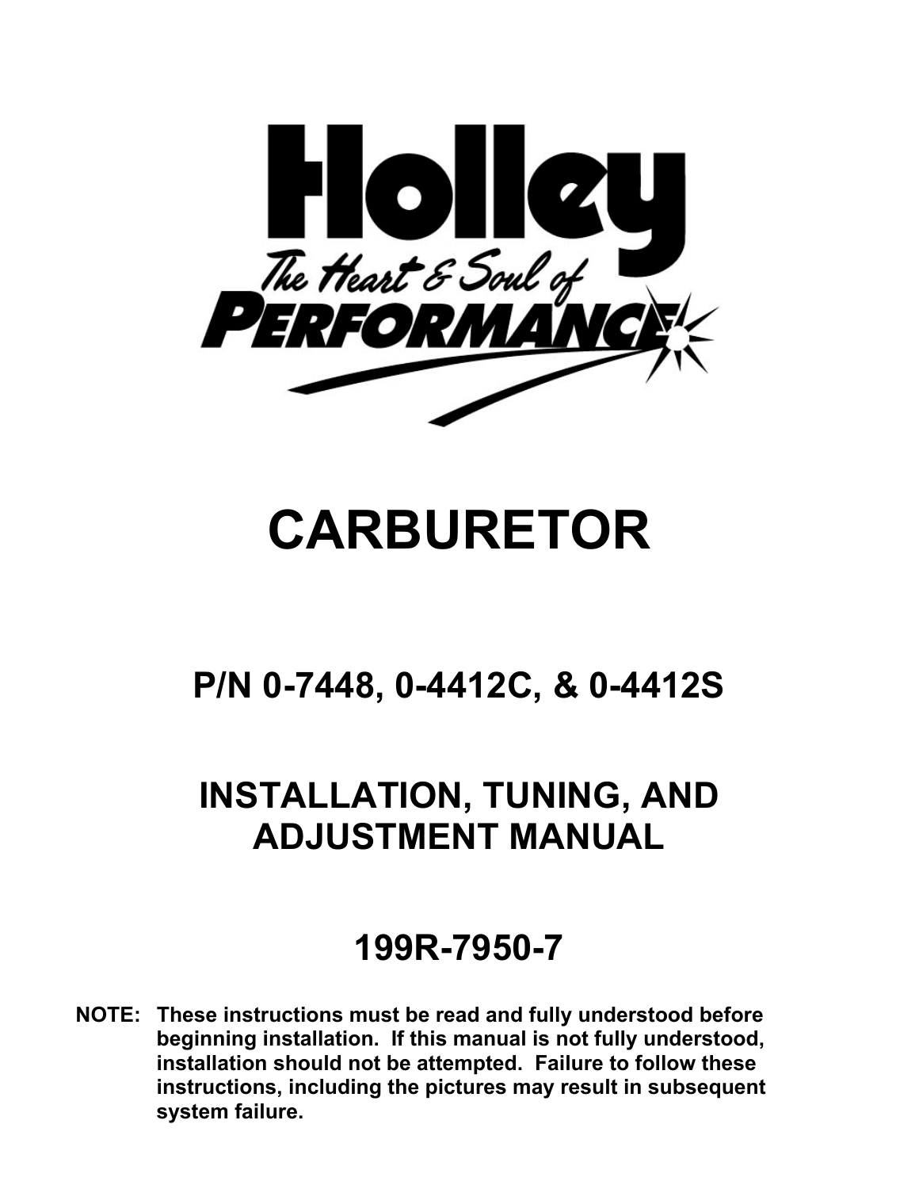Holley

The Heart & Soul of

PERFORMANCE

# CARBURETOR

## P/N 0-7448, 0-4412C, & 0-4412S

## INSTALLATION, TUNING, AND ADJUSTMENT MANUAL

## 199R-7950-7

**NOTE: These instructions must be read and fully understood before beginning installation. If this manual is not fully understood, installation should not be attempted. Failure to follow these instructions, including the pictures may result in subsequent system failure.**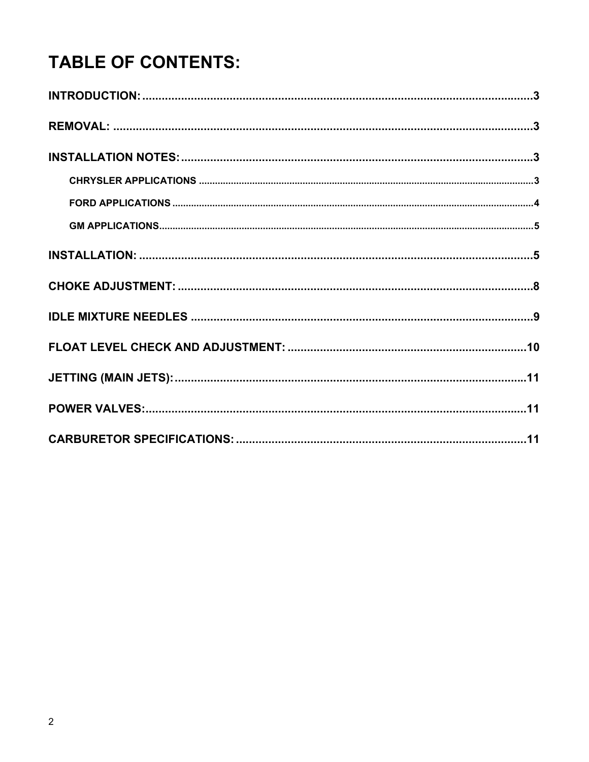# TABLE OF CONTENTS:

INTRODUCTION: ..... 3

REMOVAL: ..... 3

INSTALLATION NOTES: ..... 3

- CHRYSLER APPLICATIONS ..... 3
- FORD APPLICATIONS ..... 4
- GM APPLICATIONS ..... 5

INSTALLATION: ..... 5

CHOKE ADJUSTMENT: ..... 8

IDLE MIXTURE NEEDLES ..... 9

FLOAT LEVEL CHECK AND ADJUSTMENT: ..... 10

JETTING (MAIN JETS): ..... 11

POWER VALVES: ..... 11

CARBURETOR SPECIFICATIONS: ..... 11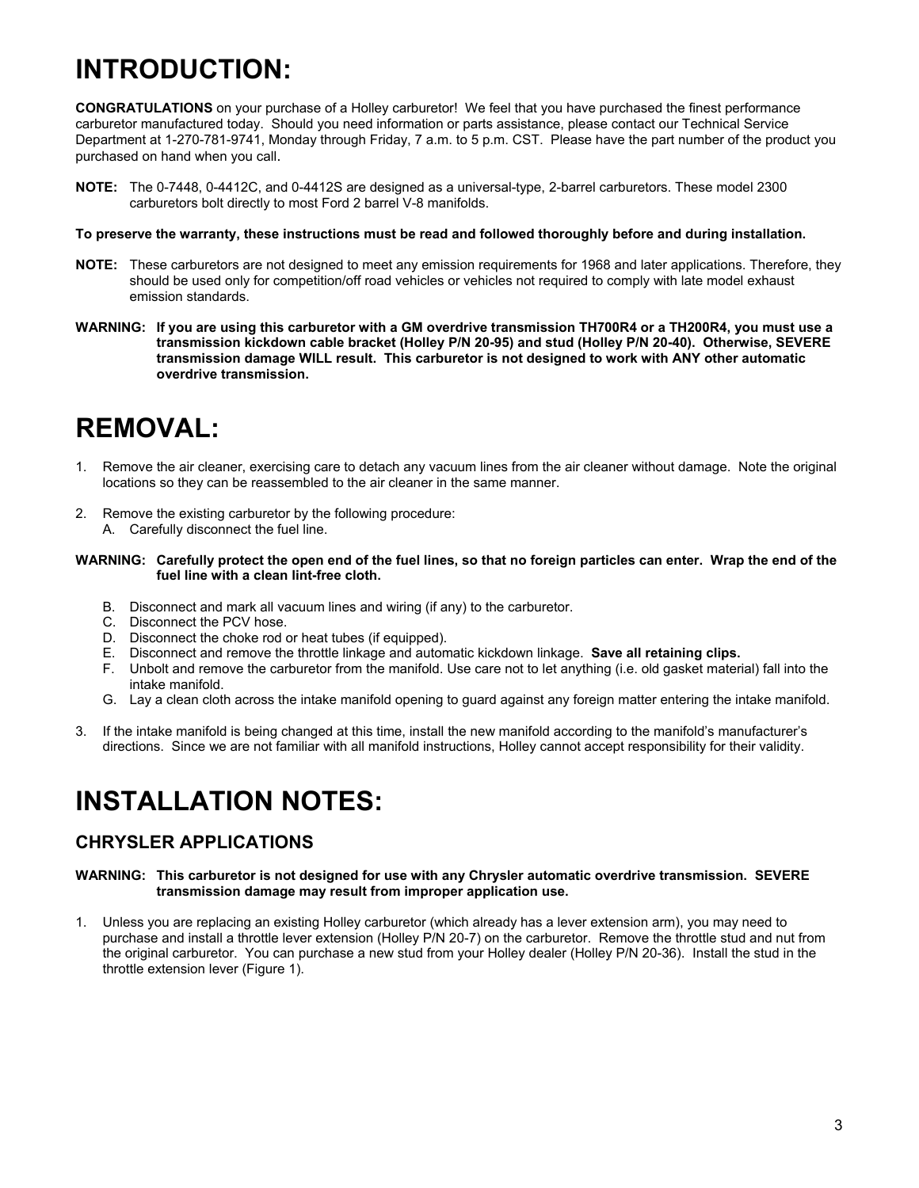# INTRODUCTION:

**CONGRATULATIONS** on your purchase of a Holley carburetor! We feel that you have purchased the finest performance carburetor manufactured today. Should you need information or parts assistance, please contact our Technical Service Department at 1-270-781-9741, Monday through Friday, 7 a.m. to 5 p.m. CST. Please have the part number of the product you purchased on hand when you call.

**NOTE:** The 0-7448, 0-4412C, and 0-4412S are designed as a universal-type, 2-barrel carburetors. These model 2300 carburetors bolt directly to most Ford 2 barrel V-8 manifolds.

**To preserve the warranty, these instructions must be read and followed thoroughly before and during installation.**

**NOTE:** These carburetors are not designed to meet any emission requirements for 1968 and later applications. Therefore, they should be used only for competition/off road vehicles or vehicles not required to comply with late model exhaust emission standards.

**WARNING: If you are using this carburetor with a GM overdrive transmission TH700R4 or a TH200R4, you must use a transmission kickdown cable bracket (Holley P/N 20-95) and stud (Holley P/N 20-40). Otherwise, SEVERE transmission damage WILL result. This carburetor is not designed to work with ANY other automatic overdrive transmission.**

# REMOVAL:

1. Remove the air cleaner, exercising care to detach any vacuum lines from the air cleaner without damage. Note the original locations so they can be reassembled to the air cleaner in the same manner.

2. Remove the existing carburetor by the following procedure:
   A. Carefully disconnect the fuel line.

**WARNING: Carefully protect the open end of the fuel lines, so that no foreign particles can enter. Wrap the end of the fuel line with a clean lint-free cloth.**

   B. Disconnect and mark all vacuum lines and wiring (if any) to the carburetor.
   C. Disconnect the PCV hose.
   D. Disconnect the choke rod or heat tubes (if equipped).
   E. Disconnect and remove the throttle linkage and automatic kickdown linkage. **Save all retaining clips.**
   F. Unbolt and remove the carburetor from the manifold. Use care not to let anything (i.e. old gasket material) fall into the intake manifold.
   G. Lay a clean cloth across the intake manifold opening to guard against any foreign matter entering the intake manifold.

3. If the intake manifold is being changed at this time, install the new manifold according to the manifold's manufacturer's directions. Since we are not familiar with all manifold instructions, Holley cannot accept responsibility for their validity.

# INSTALLATION NOTES:

## CHRYSLER APPLICATIONS

**WARNING: This carburetor is not designed for use with any Chrysler automatic overdrive transmission. SEVERE transmission damage may result from improper application use.**

1. Unless you are replacing an existing Holley carburetor (which already has a lever extension arm), you may need to purchase and install a throttle lever extension (Holley P/N 20-7) on the carburetor. Remove the throttle stud and nut from the original carburetor. You can purchase a new stud from your Holley dealer (Holley P/N 20-36). Install the stud in the throttle extension lever (Figure 1).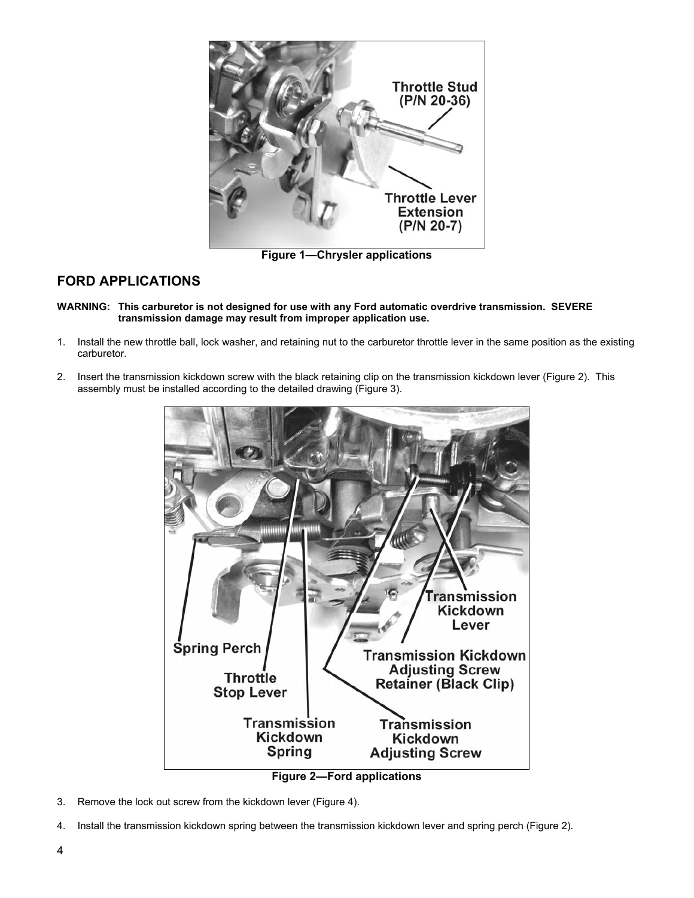Figure 1—Chrysler applications

## FORD APPLICATIONS

**WARNING: This carburetor is not designed for use with any Ford automatic overdrive transmission. SEVERE transmission damage may result from improper application use.**

1. Install the new throttle ball, lock washer, and retaining nut to the carburetor throttle lever in the same position as the existing carburetor.

2. Insert the transmission kickdown screw with the black retaining clip on the transmission kickdown lever (Figure 2). This assembly must be installed according to the detailed drawing (Figure 3).

Figure 2—Ford applications

3. Remove the lock out screw from the kickdown lever (Figure 4).

4. Install the transmission kickdown spring between the transmission kickdown lever and spring perch (Figure 2).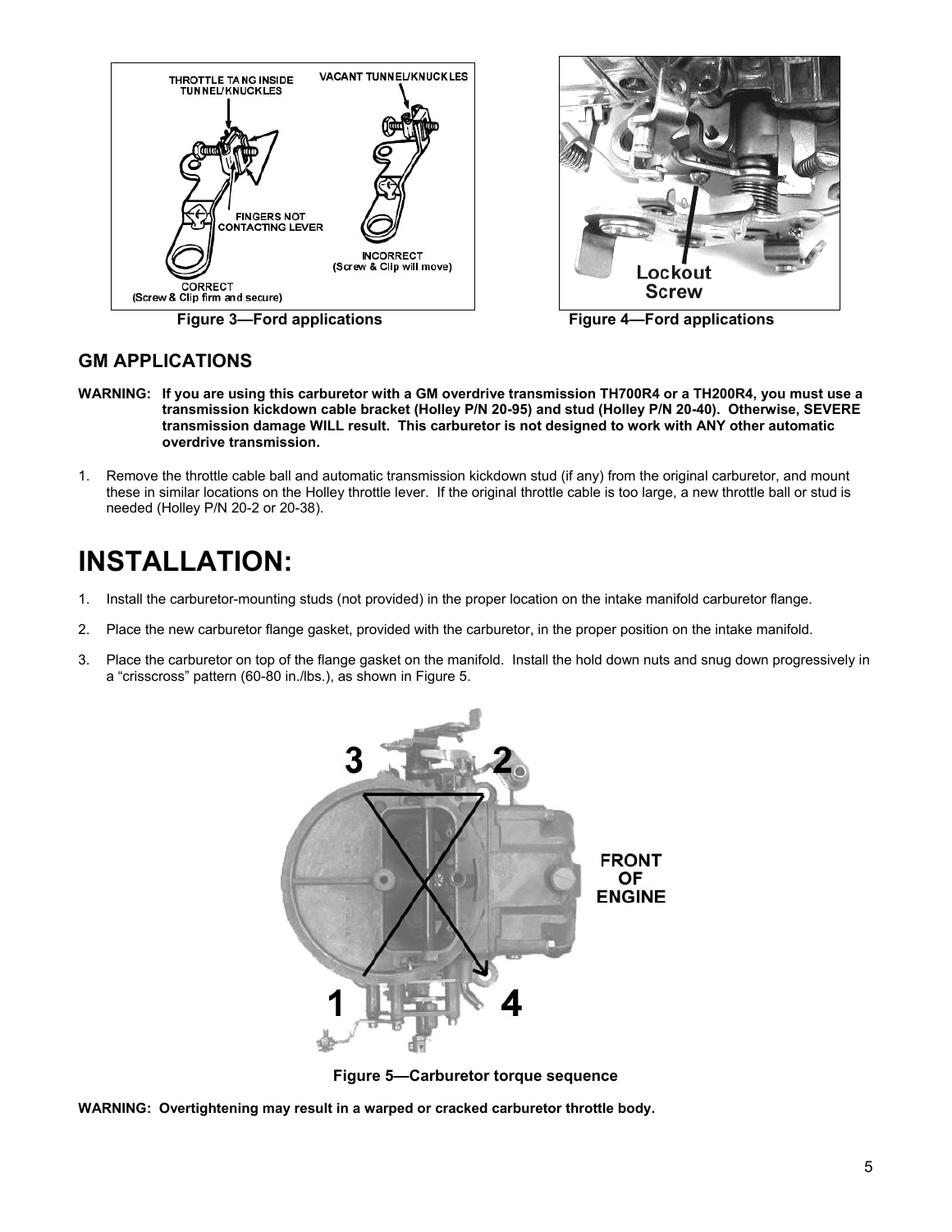Figure 3—Ford applications

Figure 4—Ford applications

## GM APPLICATIONS

**WARNING: If you are using this carburetor with a GM overdrive transmission TH700R4 or a TH200R4, you must use a transmission kickdown cable bracket (Holley P/N 20-95) and stud (Holley P/N 20-40). Otherwise, SEVERE transmission damage WILL result. This carburetor is not designed to work with ANY other automatic overdrive transmission.**

1. Remove the throttle cable ball and automatic transmission kickdown stud (if any) from the original carburetor, and mount these in similar locations on the Holley throttle lever. If the original throttle cable is too large, a new throttle ball or stud is needed (Holley P/N 20-2 or 20-38).

# INSTALLATION:

1. Install the carburetor-mounting studs (not provided) in the proper location on the intake manifold carburetor flange.
2. Place the new carburetor flange gasket, provided with the carburetor, in the proper position on the intake manifold.
3. Place the carburetor on top of the flange gasket on the manifold. Install the hold down nuts and snug down progressively in a "crisscross" pattern (60-80 in./lbs.), as shown in Figure 5.

Figure 5—Carburetor torque sequence

**WARNING: Overtightening may result in a warped or cracked carburetor throttle body.**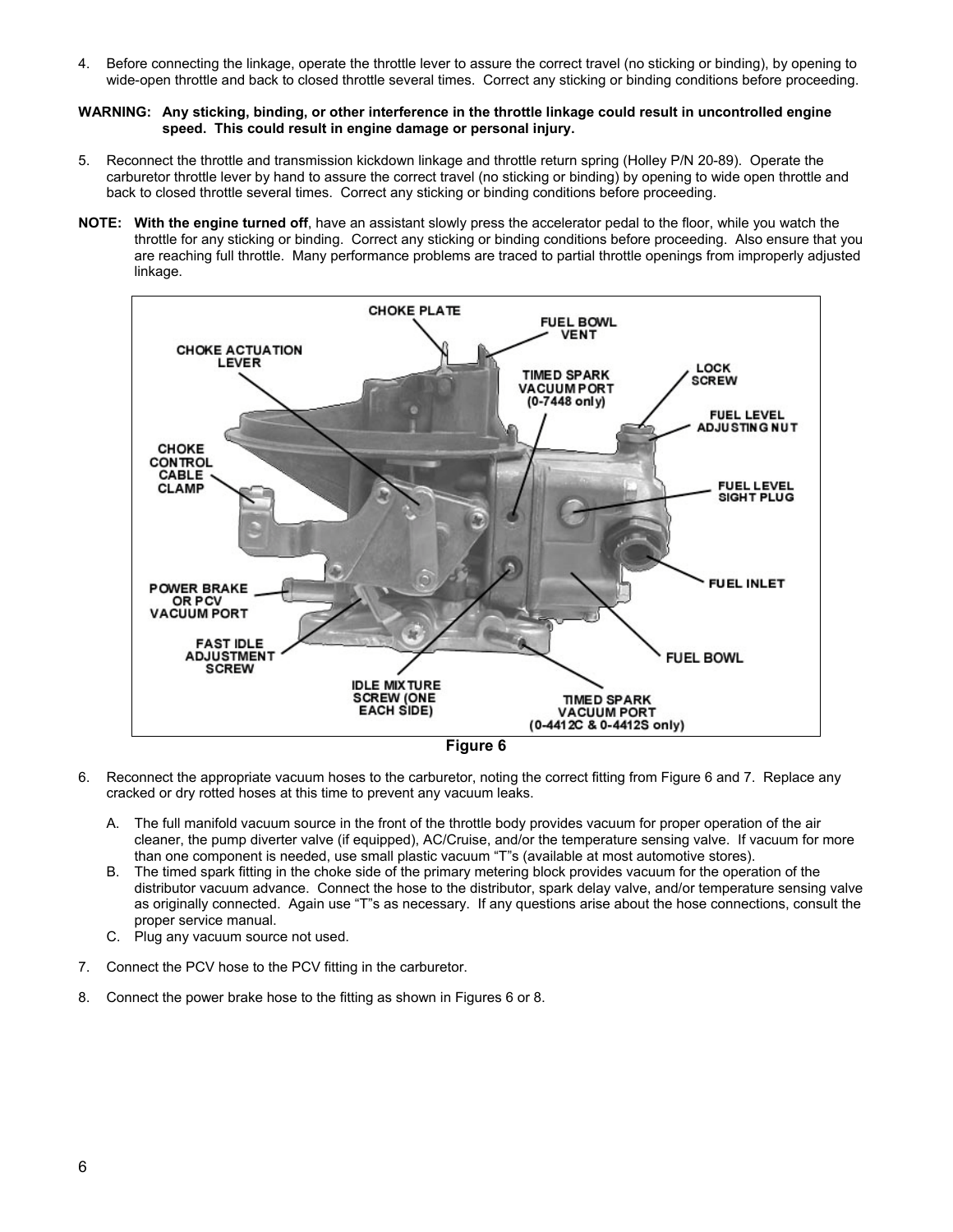4. Before connecting the linkage, operate the throttle lever to assure the correct travel (no sticking or binding), by opening to wide-open throttle and back to closed throttle several times. Correct any sticking or binding conditions before proceeding.

**WARNING: Any sticking, binding, or other interference in the throttle linkage could result in uncontrolled engine speed. This could result in engine damage or personal injury.**

5. Reconnect the throttle and transmission kickdown linkage and throttle return spring (Holley P/N 20-89). Operate the carburetor throttle lever by hand to assure the correct travel (no sticking or binding) by opening to wide open throttle and back to closed throttle several times. Correct any sticking or binding conditions before proceeding.

**NOTE: With the engine turned off**, have an assistant slowly press the accelerator pedal to the floor, while you watch the throttle for any sticking or binding. Correct any sticking or binding conditions before proceeding. Also ensure that you are reaching full throttle. Many performance problems are traced to partial throttle openings from improperly adjusted linkage.

**Figure 6**

6. Reconnect the appropriate vacuum hoses to the carburetor, noting the correct fitting from Figure 6 and 7. Replace any cracked or dry rotted hoses at this time to prevent any vacuum leaks.

   A. The full manifold vacuum source in the front of the throttle body provides vacuum for proper operation of the air cleaner, the pump diverter valve (if equipped), AC/Cruise, and/or the temperature sensing valve. If vacuum for more than one component is needed, use small plastic vacuum "T"s (available at most automotive stores).
   B. The timed spark fitting in the choke side of the primary metering block provides vacuum for the operation of the distributor vacuum advance. Connect the hose to the distributor, spark delay valve, and/or temperature sensing valve as originally connected. Again use "T"s as necessary. If any questions arise about the hose connections, consult the proper service manual.
   C. Plug any vacuum source not used.

7. Connect the PCV hose to the PCV fitting in the carburetor.

8. Connect the power brake hose to the fitting as shown in Figures 6 or 8.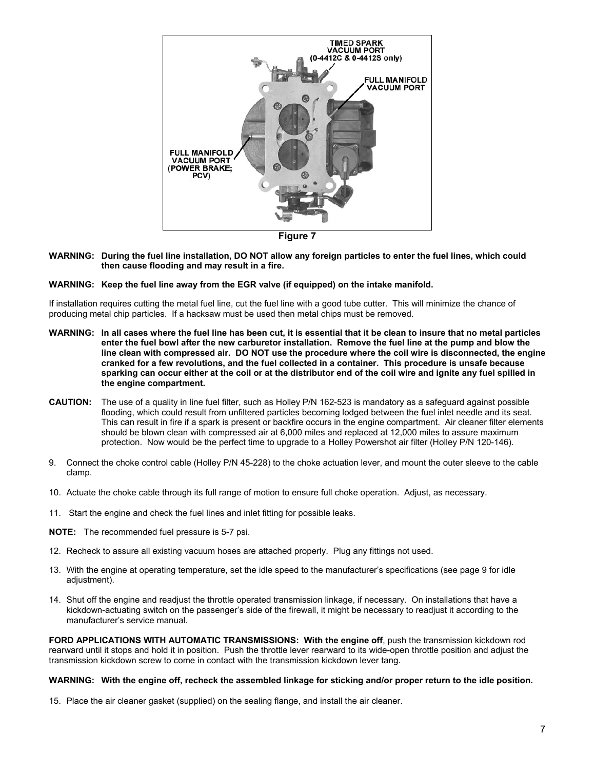Figure 7

**WARNING: During the fuel line installation, DO NOT allow any foreign particles to enter the fuel lines, which could then cause flooding and may result in a fire.**

**WARNING: Keep the fuel line away from the EGR valve (if equipped) on the intake manifold.**

If installation requires cutting the metal fuel line, cut the fuel line with a good tube cutter. This will minimize the chance of producing metal chip particles. If a hacksaw must be used then metal chips must be removed.

**WARNING: In all cases where the fuel line has been cut, it is essential that it be clean to insure that no metal particles enter the fuel bowl after the new carburetor installation. Remove the fuel line at the pump and blow the line clean with compressed air. DO NOT use the procedure where the coil wire is disconnected, the engine cranked for a few revolutions, and the fuel collected in a container. This procedure is unsafe because sparking can occur either at the coil or at the distributor end of the coil wire and ignite any fuel spilled in the engine compartment.**

**CAUTION:** The use of a quality in line fuel filter, such as Holley P/N 162-523 is mandatory as a safeguard against possible flooding, which could result from unfiltered particles becoming lodged between the fuel inlet needle and its seat. This can result in fire if a spark is present or backfire occurs in the engine compartment. Air cleaner filter elements should be blown clean with compressed air at 6,000 miles and replaced at 12,000 miles to assure maximum protection. Now would be the perfect time to upgrade to a Holley Powershot air filter (Holley P/N 120-146).

9. Connect the choke control cable (Holley P/N 45-228) to the choke actuation lever, and mount the outer sleeve to the cable clamp.

10. Actuate the choke cable through its full range of motion to ensure full choke operation. Adjust, as necessary.

11. Start the engine and check the fuel lines and inlet fitting for possible leaks.

**NOTE:** The recommended fuel pressure is 5-7 psi.

12. Recheck to assure all existing vacuum hoses are attached properly. Plug any fittings not used.

13. With the engine at operating temperature, set the idle speed to the manufacturer's specifications (see page 9 for idle adjustment).

14. Shut off the engine and readjust the throttle operated transmission linkage, if necessary. On installations that have a kickdown-actuating switch on the passenger's side of the firewall, it might be necessary to readjust it according to the manufacturer's service manual.

**FORD APPLICATIONS WITH AUTOMATIC TRANSMISSIONS: With the engine off**, push the transmission kickdown rod rearward until it stops and hold it in position. Push the throttle lever rearward to its wide-open throttle position and adjust the transmission kickdown screw to come in contact with the transmission kickdown lever tang.

**WARNING: With the engine off, recheck the assembled linkage for sticking and/or proper return to the idle position.**

15. Place the air cleaner gasket (supplied) on the sealing flange, and install the air cleaner.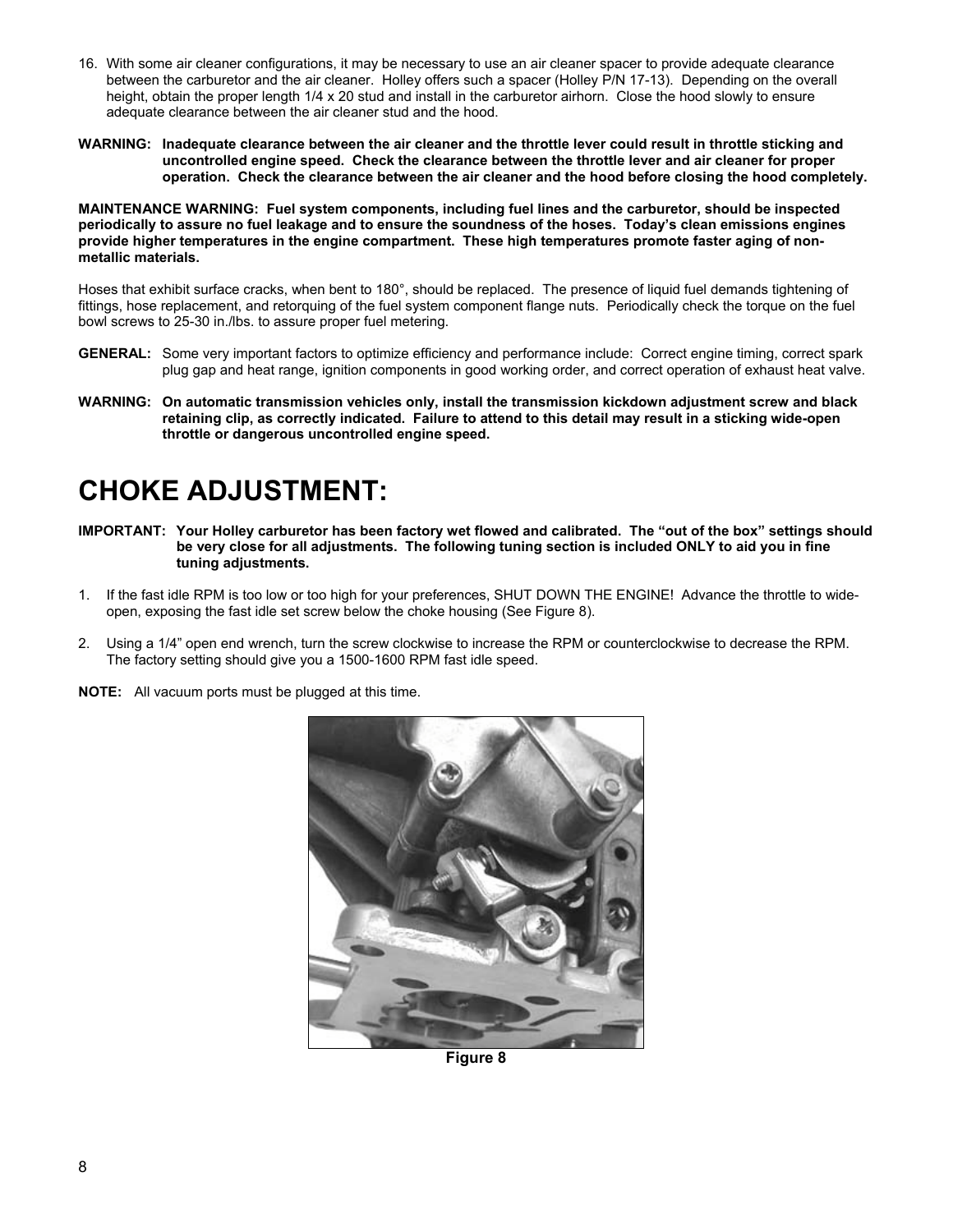16. With some air cleaner configurations, it may be necessary to use an air cleaner spacer to provide adequate clearance between the carburetor and the air cleaner. Holley offers such a spacer (Holley P/N 17-13). Depending on the overall height, obtain the proper length 1/4 x 20 stud and install in the carburetor airhorn. Close the hood slowly to ensure adequate clearance between the air cleaner stud and the hood.

**WARNING: Inadequate clearance between the air cleaner and the throttle lever could result in throttle sticking and uncontrolled engine speed. Check the clearance between the throttle lever and air cleaner for proper operation. Check the clearance between the air cleaner and the hood before closing the hood completely.**

**MAINTENANCE WARNING: Fuel system components, including fuel lines and the carburetor, should be inspected periodically to assure no fuel leakage and to ensure the soundness of the hoses. Today's clean emissions engines provide higher temperatures in the engine compartment. These high temperatures promote faster aging of non-metallic materials.**

Hoses that exhibit surface cracks, when bent to 180°, should be replaced. The presence of liquid fuel demands tightening of fittings, hose replacement, and retorquing of the fuel system component flange nuts. Periodically check the torque on the fuel bowl screws to 25-30 in./lbs. to assure proper fuel metering.

**GENERAL:** Some very important factors to optimize efficiency and performance include: Correct engine timing, correct spark plug gap and heat range, ignition components in good working order, and correct operation of exhaust heat valve.

**WARNING: On automatic transmission vehicles only, install the transmission kickdown adjustment screw and black retaining clip, as correctly indicated. Failure to attend to this detail may result in a sticking wide-open throttle or dangerous uncontrolled engine speed.**

# CHOKE ADJUSTMENT:

**IMPORTANT: Your Holley carburetor has been factory wet flowed and calibrated. The "out of the box" settings should be very close for all adjustments. The following tuning section is included ONLY to aid you in fine tuning adjustments.**

1. If the fast idle RPM is too low or too high for your preferences, SHUT DOWN THE ENGINE! Advance the throttle to wide-open, exposing the fast idle set screw below the choke housing (See Figure 8).

2. Using a 1/4" open end wrench, turn the screw clockwise to increase the RPM or counterclockwise to decrease the RPM. The factory setting should give you a 1500-1600 RPM fast idle speed.

**NOTE:** All vacuum ports must be plugged at this time.

**Figure 8**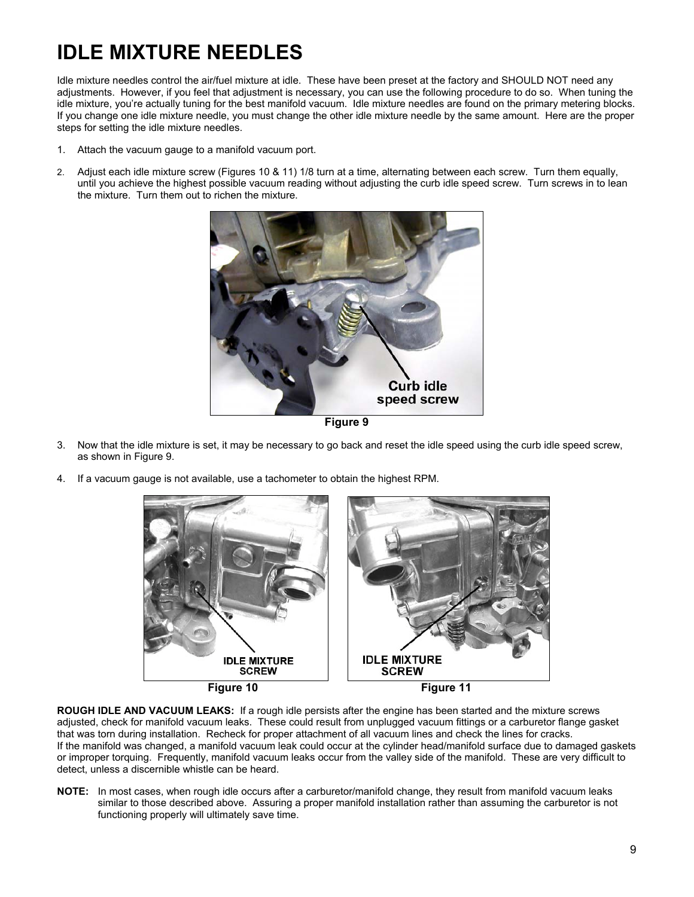# IDLE MIXTURE NEEDLES

Idle mixture needles control the air/fuel mixture at idle. These have been preset at the factory and SHOULD NOT need any adjustments. However, if you feel that adjustment is necessary, you can use the following procedure to do so. When tuning the idle mixture, you're actually tuning for the best manifold vacuum. Idle mixture needles are found on the primary metering blocks. If you change one idle mixture needle, you must change the other idle mixture needle by the same amount. Here are the proper steps for setting the idle mixture needles.

1. Attach the vacuum gauge to a manifold vacuum port.
2. Adjust each idle mixture screw (Figures 10 & 11) 1/8 turn at a time, alternating between each screw. Turn them equally, until you achieve the highest possible vacuum reading without adjusting the curb idle speed screw. Turn screws in to lean the mixture. Turn them out to richen the mixture.

Figure 9

3. Now that the idle mixture is set, it may be necessary to go back and reset the idle speed using the curb idle speed screw, as shown in Figure 9.
4. If a vacuum gauge is not available, use a tachometer to obtain the highest RPM.

Figure 10

Figure 11

**ROUGH IDLE AND VACUUM LEAKS:** If a rough idle persists after the engine has been started and the mixture screws adjusted, check for manifold vacuum leaks. These could result from unplugged vacuum fittings or a carburetor flange gasket that was torn during installation. Recheck for proper attachment of all vacuum lines and check the lines for cracks.
If the manifold was changed, a manifold vacuum leak could occur at the cylinder head/manifold surface due to damaged gaskets or improper torquing. Frequently, manifold vacuum leaks occur from the valley side of the manifold. These are very difficult to detect, unless a discernible whistle can be heard.

**NOTE:** In most cases, when rough idle occurs after a carburetor/manifold change, they result from manifold vacuum leaks similar to those described above. Assuring a proper manifold installation rather than assuming the carburetor is not functioning properly will ultimately save time.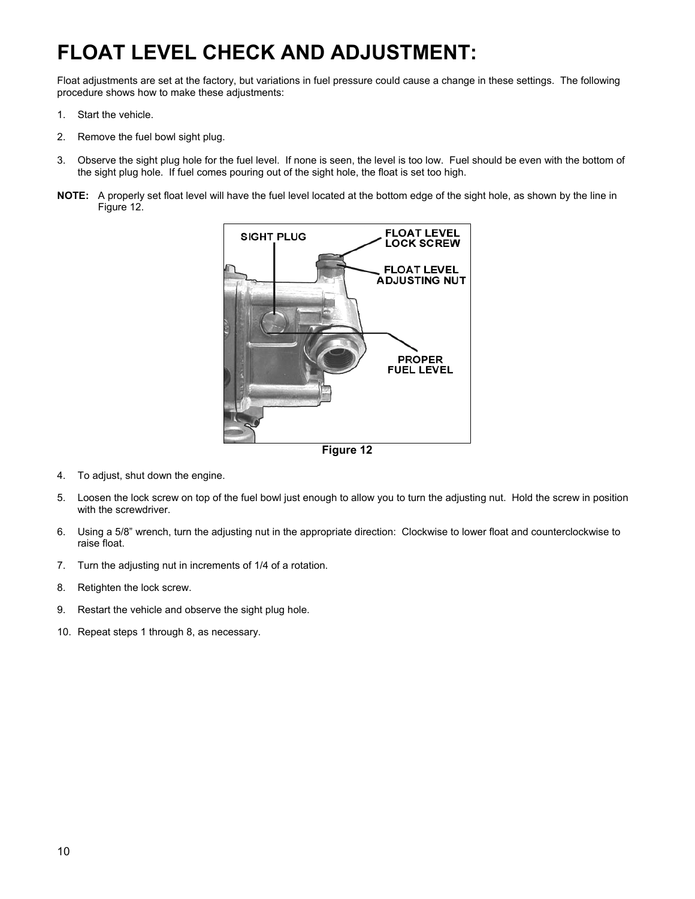# FLOAT LEVEL CHECK AND ADJUSTMENT:

Float adjustments are set at the factory, but variations in fuel pressure could cause a change in these settings. The following procedure shows how to make these adjustments:

1. Start the vehicle.
2. Remove the fuel bowl sight plug.
3. Observe the sight plug hole for the fuel level. If none is seen, the level is too low. Fuel should be even with the bottom of the sight plug hole. If fuel comes pouring out of the sight hole, the float is set too high.

**NOTE:** A properly set float level will have the fuel level located at the bottom edge of the sight hole, as shown by the line in Figure 12.

**Figure 12**

4. To adjust, shut down the engine.
5. Loosen the lock screw on top of the fuel bowl just enough to allow you to turn the adjusting nut. Hold the screw in position with the screwdriver.
6. Using a 5/8" wrench, turn the adjusting nut in the appropriate direction: Clockwise to lower float and counterclockwise to raise float.
7. Turn the adjusting nut in increments of 1/4 of a rotation.
8. Retighten the lock screw.
9. Restart the vehicle and observe the sight plug hole.
10. Repeat steps 1 through 8, as necessary.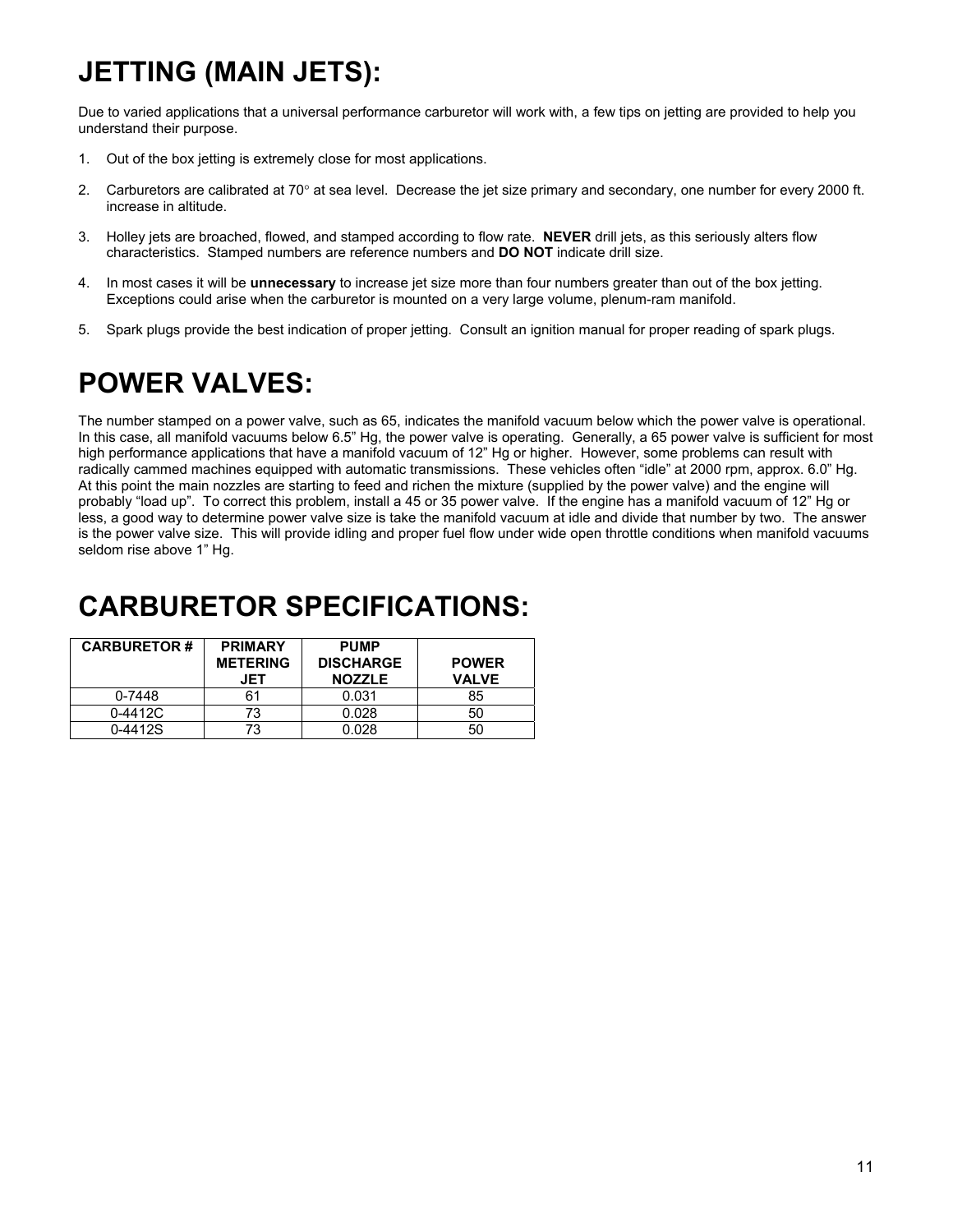# JETTING (MAIN JETS):

Due to varied applications that a universal performance carburetor will work with, a few tips on jetting are provided to help you understand their purpose.

1. Out of the box jetting is extremely close for most applications.
2. Carburetors are calibrated at 70° at sea level. Decrease the jet size primary and secondary, one number for every 2000 ft. increase in altitude.
3. Holley jets are broached, flowed, and stamped according to flow rate. **NEVER** drill jets, as this seriously alters flow characteristics. Stamped numbers are reference numbers and **DO NOT** indicate drill size.
4. In most cases it will be **unnecessary** to increase jet size more than four numbers greater than out of the box jetting. Exceptions could arise when the carburetor is mounted on a very large volume, plenum-ram manifold.
5. Spark plugs provide the best indication of proper jetting. Consult an ignition manual for proper reading of spark plugs.

# POWER VALVES:

The number stamped on a power valve, such as 65, indicates the manifold vacuum below which the power valve is operational. In this case, all manifold vacuums below 6.5" Hg, the power valve is operating. Generally, a 65 power valve is sufficient for most high performance applications that have a manifold vacuum of 12" Hg or higher. However, some problems can result with radically cammed machines equipped with automatic transmissions. These vehicles often "idle" at 2000 rpm, approx. 6.0" Hg. At this point the main nozzles are starting to feed and richen the mixture (supplied by the power valve) and the engine will probably "load up". To correct this problem, install a 45 or 35 power valve. If the engine has a manifold vacuum of 12" Hg or less, a good way to determine power valve size is take the manifold vacuum at idle and divide that number by two. The answer is the power valve size. This will provide idling and proper fuel flow under wide open throttle conditions when manifold vacuums seldom rise above 1" Hg.

# CARBURETOR SPECIFICATIONS:

| CARBURETOR # | PRIMARY METERING JET | PUMP DISCHARGE NOZZLE | POWER VALVE |
|---|---|---|---|
| 0-7448 | 61 | 0.031 | 85 |
| 0-4412C | 73 | 0.028 | 50 |
| 0-4412S | 73 | 0.028 | 50 |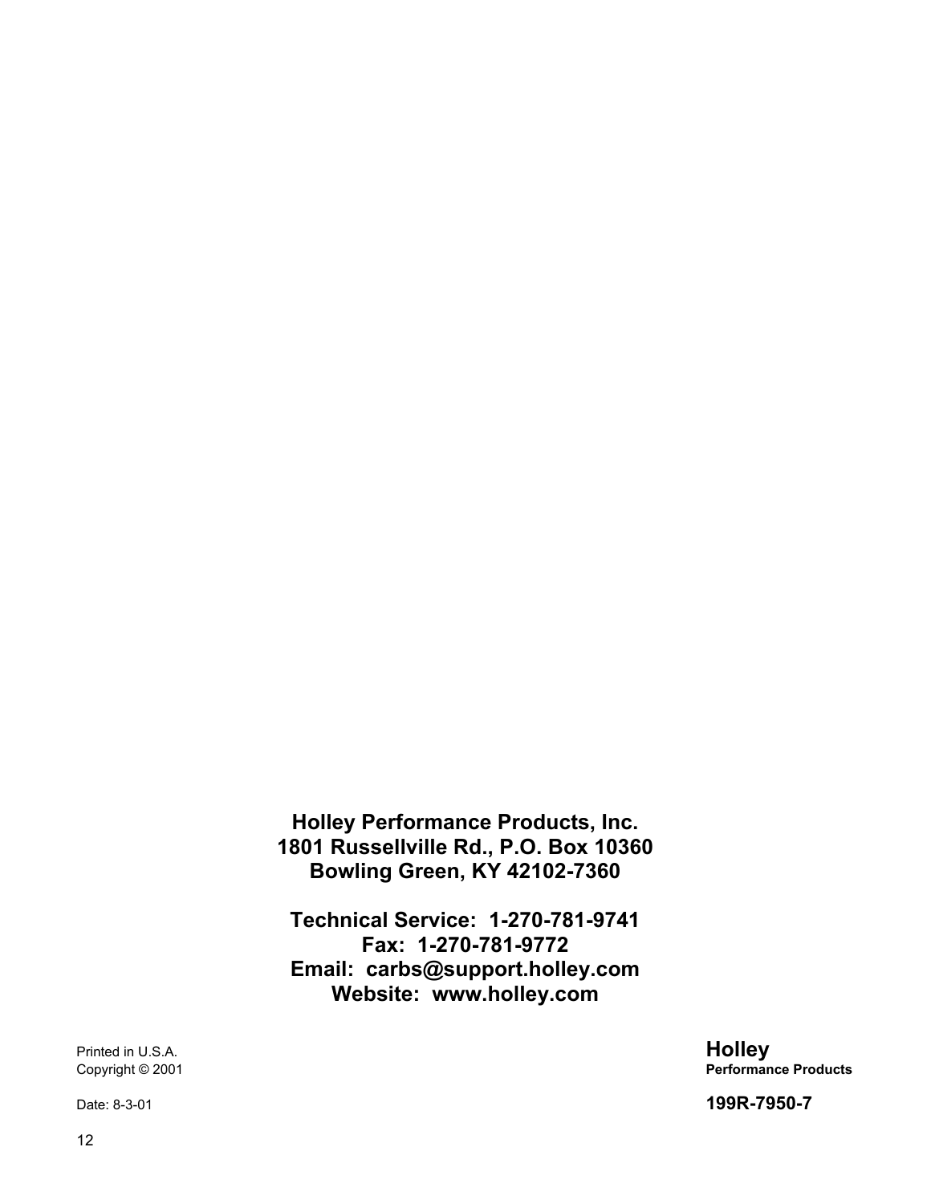**Holley Performance Products, Inc.**
**1801 Russellville Rd., P.O. Box 10360**
**Bowling Green, KY 42102-7360**

**Technical Service: 1-270-781-9741**
**Fax: 1-270-781-9772**
**Email: carbs@support.holley.com**
**Website: www.holley.com**

Printed in U.S.A.
Copyright © 2001

Date: 8-3-01

**Holley**
**Performance Products**

**199R-7950-7**